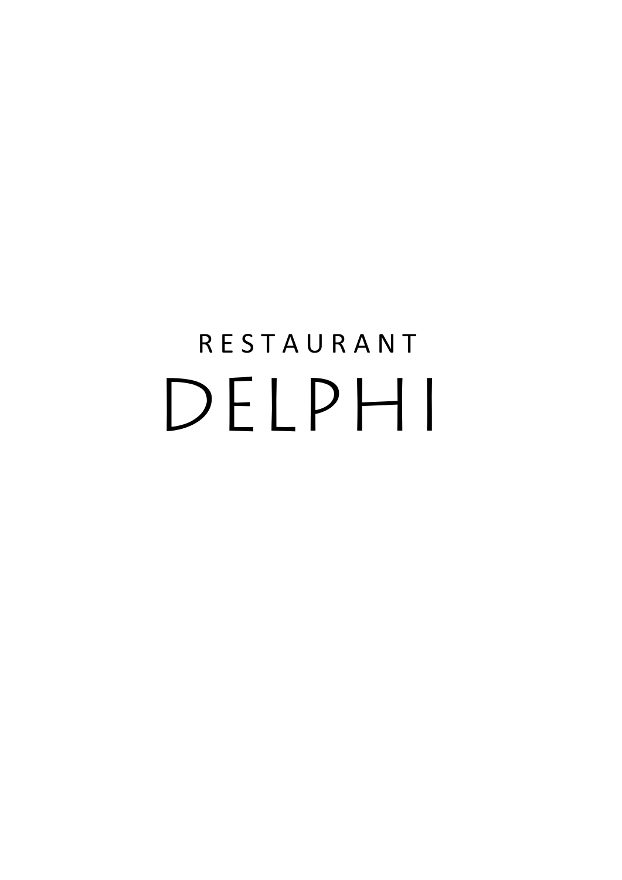RESTAURANT

# DELPHI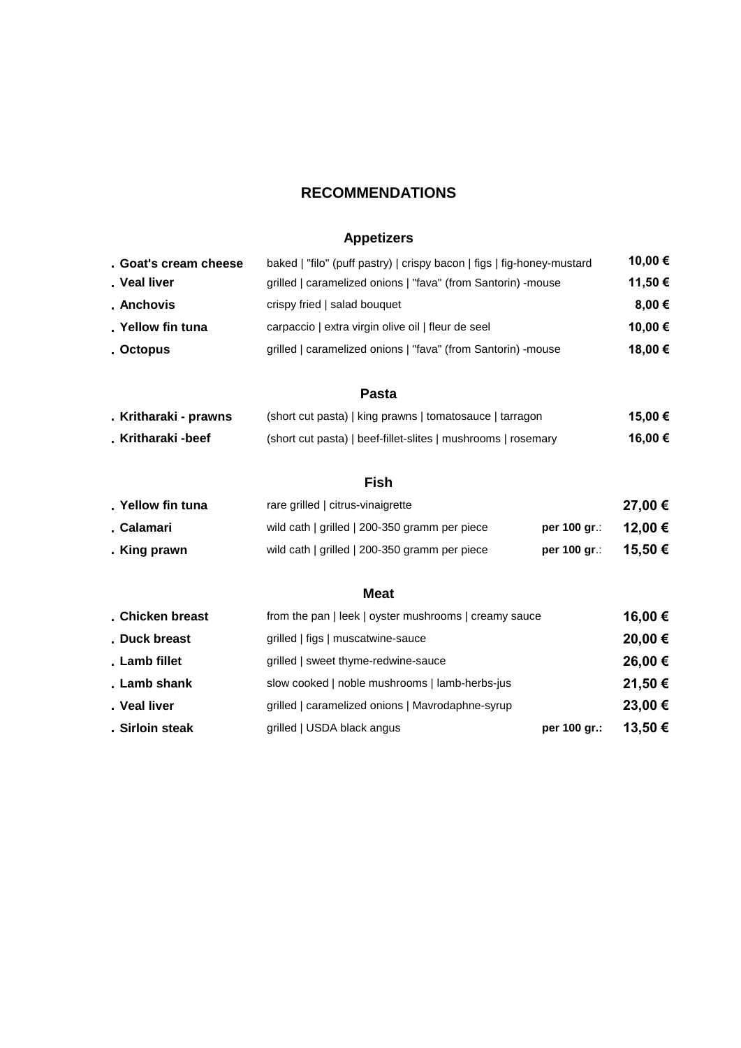# RECOMMENDATIONS

## Appetizers

| Dish | Description | | Price |
|---|---|---|---|
| . **Goat's cream cheese** | baked \| "filo" (puff pastry) \| crispy bacon \| figs \| fig-honey-mustard | | **10,00 €** |
| . **Veal liver** | grilled \| caramelized onions \| "fava" (from Santorin) -mouse | | **11,50 €** |
| . **Anchovis** | crispy fried \| salad bouquet | | **8,00 €** |
| . **Yellow fin tuna** | carpaccio \| extra virgin olive oil \| fleur de seel | | **10,00 €** |
| . **Octopus** | grilled \| caramelized onions \| "fava" (from Santorin) -mouse | | **18,00 €** |

## Pasta

| Dish | Description | | Price |
|---|---|---|---|
| . **Kritharaki - prawns** | (short cut pasta) \| king prawns \| tomatosauce \| tarragon | | **15,00 €** |
| . **Kritharaki -beef** | (short cut pasta) \| beef-fillet-slites \| mushrooms \| rosemary | | **16,00 €** |

## Fish

| Dish | Description | | Price |
|---|---|---|---|
| . **Yellow fin tuna** | rare grilled \| citrus-vinaigrette | | **27,00 €** |
| . **Calamari** | wild cath \| grilled \| 200-350 gramm per piece | **per 100 gr**.: | **12,00 €** |
| . **King prawn** | wild cath \| grilled \| 200-350 gramm per piece | **per 100 gr**.: | **15,50 €** |

## Meat

| Dish | Description | | Price |
|---|---|---|---|
| . **Chicken breast** | from the pan \| leek \| oyster mushrooms \| creamy sauce | | **16,00 €** |
| . **Duck breast** | grilled \| figs \| muscatwine-sauce | | **20,00 €** |
| . **Lamb fillet** | grilled \| sweet thyme-redwine-sauce | | **26,00 €** |
| . **Lamb shank** | slow cooked \| noble mushrooms \| lamb-herbs-jus | | **21,50 €** |
| . **Veal liver** | grilled \| caramelized onions \| Mavrodaphne-syrup | | **23,00 €** |
| . **Sirloin steak** | grilled \| USDA black angus | **per 100 gr.:** | **13,50 €** |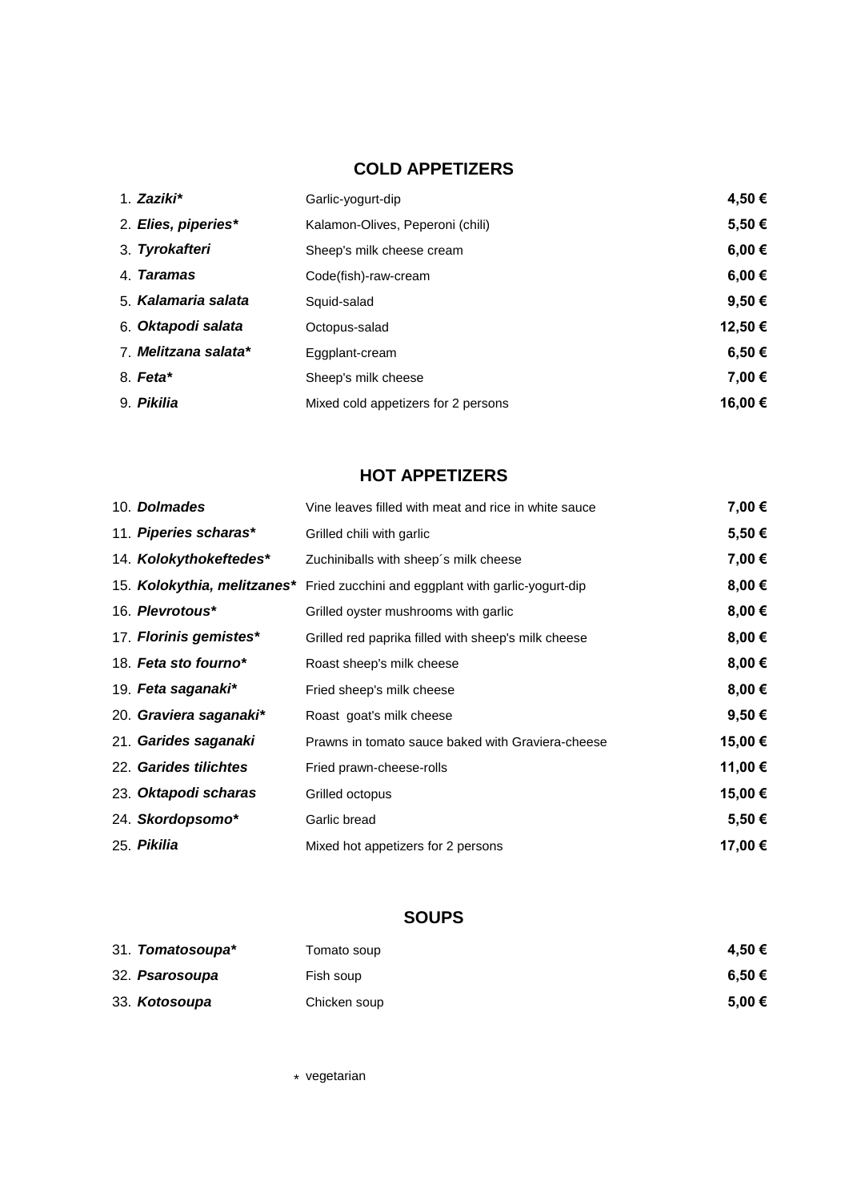## COLD APPETIZERS

| | | |
|---|---|---|
| 1. ***Zaziki**** | Garlic-yogurt-dip | **4,50 €** |
| 2. ***Elies, piperies**** | Kalamon-Olives, Peperoni (chili) | **5,50 €** |
| 3. ***Tyrokafteri*** | Sheep's milk cheese cream | **6,00 €** |
| 4. ***Taramas*** | Code(fish)-raw-cream | **6,00 €** |
| 5. ***Kalamaria salata*** | Squid-salad | **9,50 €** |
| 6. ***Oktapodi salata*** | Octopus-salad | **12,50 €** |
| 7. ***Melitzana salata**** | Eggplant-cream | **6,50 €** |
| 8. ***Feta**** | Sheep's milk cheese | **7,00 €** |
| 9. ***Pikilia*** | Mixed cold appetizers for 2 persons | **16,00 €** |

## HOT APPETIZERS

| | | |
|---|---|---|
| 10. ***Dolmades*** | Vine leaves filled with meat and rice in white sauce | **7,00 €** |
| 11. ***Piperies scharas**** | Grilled chili with garlic | **5,50 €** |
| 14. ***Kolokythokeftedes**** | Zuchiniballs with sheep´s milk cheese | **7,00 €** |
| 15. ***Kolokythia, melitzanes**** | Fried zucchini and eggplant with garlic-yogurt-dip | **8,00 €** |
| 16. ***Plevrotous**** | Grilled oyster mushrooms with garlic | **8,00 €** |
| 17. ***Florinis gemistes**** | Grilled red paprika filled with sheep's milk cheese | **8,00 €** |
| 18. ***Feta sto fourno**** | Roast sheep's milk cheese | **8,00 €** |
| 19. ***Feta saganaki**** | Fried sheep's milk cheese | **8,00 €** |
| 20. ***Graviera saganaki**** | Roast goat's milk cheese | **9,50 €** |
| 21. ***Garides saganaki*** | Prawns in tomato sauce baked with Graviera-cheese | **15,00 €** |
| 22. ***Garides tilichtes*** | Fried prawn-cheese-rolls | **11,00 €** |
| 23. ***Oktapodi scharas*** | Grilled octopus | **15,00 €** |
| 24. ***Skordopsomo**** | Garlic bread | **5,50 €** |
| 25. ***Pikilia*** | Mixed hot appetizers for 2 persons | **17,00 €** |

## SOUPS

| | | |
|---|---|---|
| 31. ***Tomatosoupa**** | Tomato soup | **4,50 €** |
| 32. ***Psarosoupa*** | Fish soup | **6,50 €** |
| 33. ***Kotosoupa*** | Chicken soup | **5,00 €** |

* vegetarian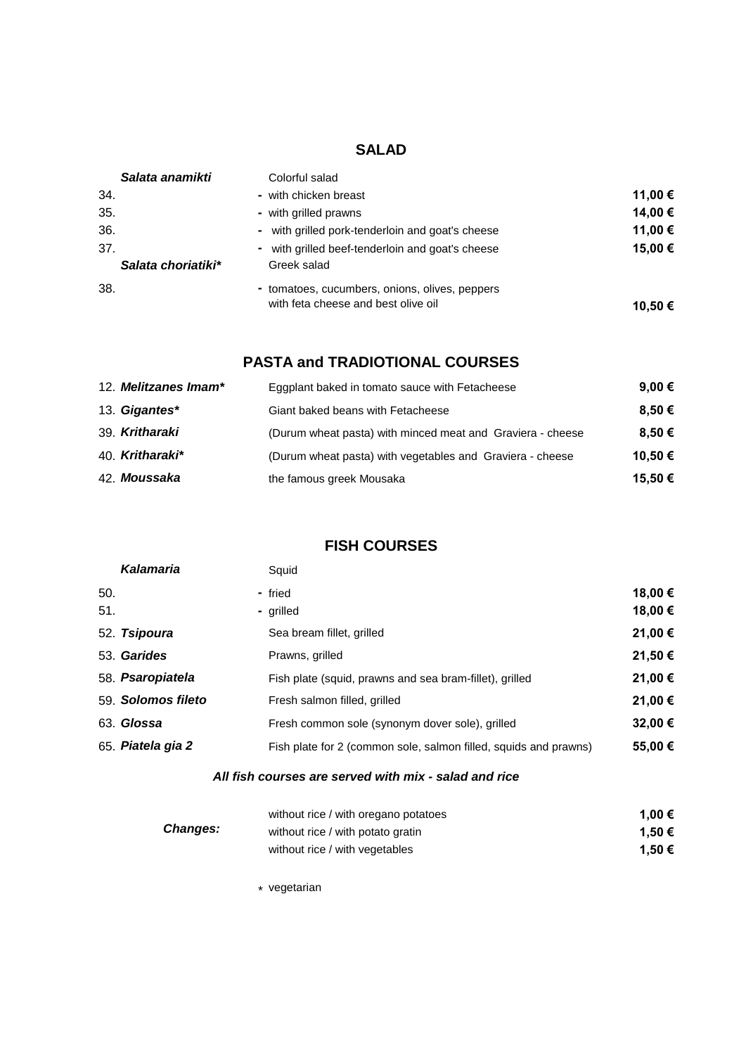## SALAD

| No. | Name | Description | Price |
|---|---|---|---|
| | ***Salata anamikti*** | Colorful salad | |
| 34. | | - with chicken breast | **11,00 €** |
| 35. | | - with grilled prawns | **14,00 €** |
| 36. | | - with grilled pork-tenderloin and goat's cheese | **11,00 €** |
| 37. | | - with grilled beef-tenderloin and goat's cheese | **15,00 €** |
| | ***Salata choriatiki**** | Greek salad | |
| 38. | | - tomatoes, cucumbers, onions, olives, peppers with feta cheese and best olive oil | **10,50 €** |

## PASTA and TRADIOTIONAL COURSES

| No. | Name | Description | Price |
|---|---|---|---|
| 12. | ***Melitzanes Imam**** | Eggplant baked in tomato sauce with Fetacheese | **9,00 €** |
| 13. | ***Gigantes**** | Giant baked beans with Fetacheese | **8,50 €** |
| 39. | ***Kritharaki*** | (Durum wheat pasta) with minced meat and Graviera - cheese | **8,50 €** |
| 40. | ***Kritharaki**** | (Durum wheat pasta) with vegetables and Graviera - cheese | **10,50 €** |
| 42. | ***Moussaka*** | the famous greek Mousaka | **15,50 €** |

## FISH COURSES

| No. | Name | Description | Price |
|---|---|---|---|
| | ***Kalamaria*** | Squid | |
| 50. | | - fried | **18,00 €** |
| 51. | | - grilled | **18,00 €** |
| 52. | ***Tsipoura*** | Sea bream fillet, grilled | **21,00 €** |
| 53. | ***Garides*** | Prawns, grilled | **21,50 €** |
| 58. | ***Psaropiatela*** | Fish plate (squid, prawns and sea bram-fillet), grilled | **21,00 €** |
| 59. | ***Solomos fileto*** | Fresh salmon filled, grilled | **21,00 €** |
| 63. | ***Glossa*** | Fresh common sole (synonym dover sole), grilled | **32,00 €** |
| 65. | ***Piatela gia 2*** | Fish plate for 2 (common sole, salmon filled, squids and prawns) | **55,00 €** |

***All fish courses are served with mix - salad and rice***

| | | |
|---|---|---|
| ***Changes:*** | without rice / with oregano potatoes | **1,00 €** |
| | without rice / with potato gratin | **1,50 €** |
| | without rice / with vegetables | **1,50 €** |

\* vegetarian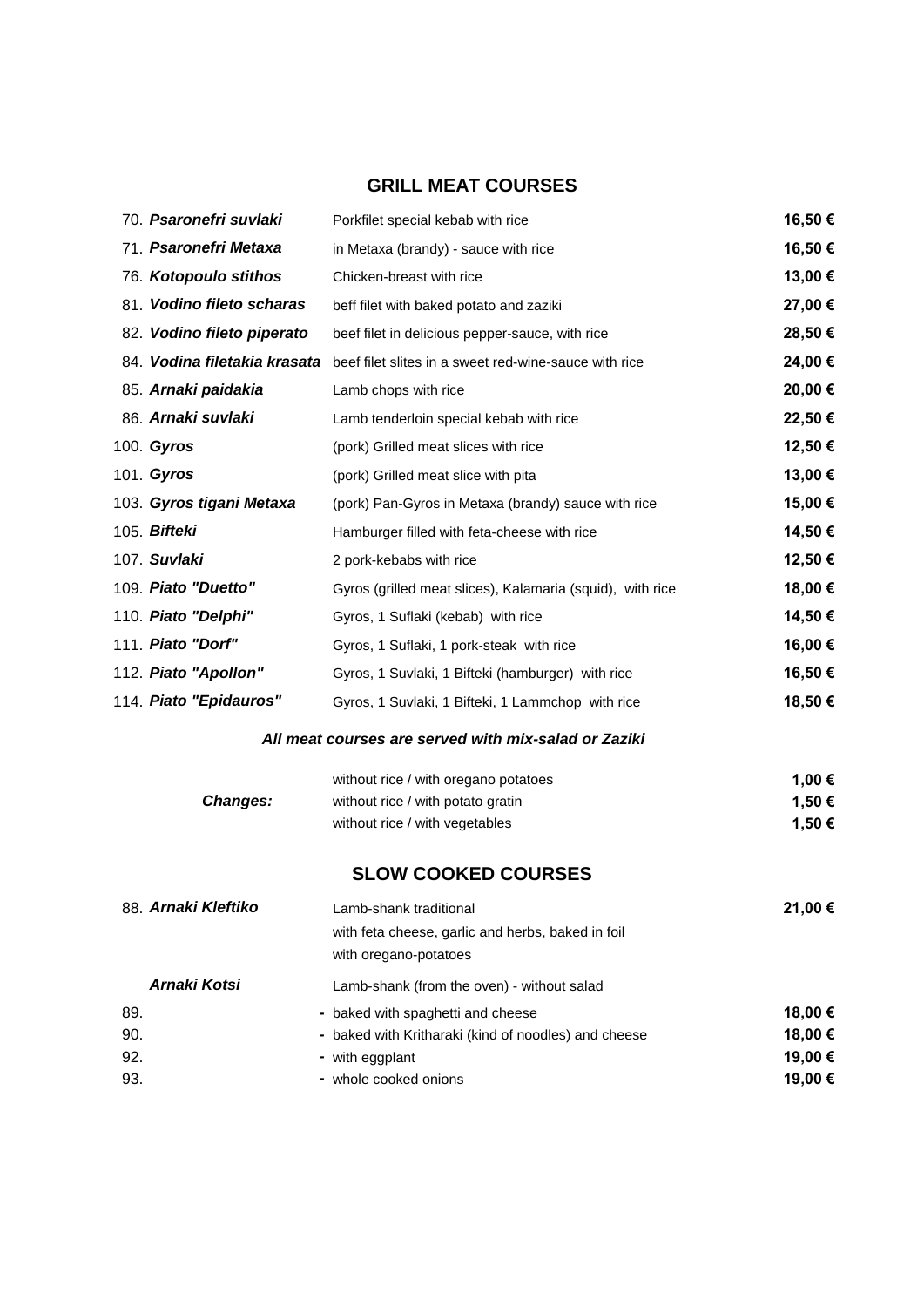## GRILL MEAT COURSES

| No. | Dish | Description | Price |
|---|---|---|---|
| 70. | ***Psaronefri suvlaki*** | Porkfilet special kebab with rice | **16,50 €** |
| 71. | ***Psaronefri Metaxa*** | in Metaxa (brandy) - sauce with rice | **16,50 €** |
| 76. | ***Kotopoulo stithos*** | Chicken-breast with rice | **13,00 €** |
| 81. | ***Vodino fileto scharas*** | beff filet with baked potato and zaziki | **27,00 €** |
| 82. | ***Vodino fileto piperato*** | beef filet in delicious pepper-sauce, with rice | **28,50 €** |
| 84. | ***Vodina filetakia krasata*** | beef filet slites in a sweet red-wine-sauce with rice | **24,00 €** |
| 85. | ***Arnaki paidakia*** | Lamb chops with rice | **20,00 €** |
| 86. | ***Arnaki suvlaki*** | Lamb tenderloin special kebab with rice | **22,50 €** |
| 100. | ***Gyros*** | (pork) Grilled meat slices with rice | **12,50 €** |
| 101. | ***Gyros*** | (pork) Grilled meat slice with pita | **13,00 €** |
| 103. | ***Gyros tigani Metaxa*** | (pork) Pan-Gyros in Metaxa (brandy) sauce with rice | **15,00 €** |
| 105. | ***Bifteki*** | Hamburger filled with feta-cheese with rice | **14,50 €** |
| 107. | ***Suvlaki*** | 2 pork-kebabs with rice | **12,50 €** |
| 109. | ***Piato "Duetto"*** | Gyros (grilled meat slices), Kalamaria (squid), with rice | **18,00 €** |
| 110. | ***Piato "Delphi"*** | Gyros, 1 Suflaki (kebab) with rice | **14,50 €** |
| 111. | ***Piato "Dorf"*** | Gyros, 1 Suflaki, 1 pork-steak with rice | **16,00 €** |
| 112. | ***Piato "Apollon"*** | Gyros, 1 Suvlaki, 1 Bifteki (hamburger) with rice | **16,50 €** |
| 114. | ***Piato "Epidauros"*** | Gyros, 1 Suvlaki, 1 Bifteki, 1 Lammchop with rice | **18,50 €** |

***All meat courses are served with mix-salad or Zaziki***

| | Option | Price |
|---|---|---|
| ***Changes:*** | without rice / with oregano potatoes | **1,00 €** |
| | without rice / with potato gratin | **1,50 €** |
| | without rice / with vegetables | **1,50 €** |

## SLOW COOKED COURSES

| No. | Dish | Description | Price |
|---|---|---|---|
| 88. | ***Arnaki Kleftiko*** | Lamb-shank traditional with feta cheese, garlic and herbs, baked in foil with oregano-potatoes | **21,00 €** |
| | ***Arnaki Kotsi*** | Lamb-shank (from the oven) - without salad | |
| 89. | | - baked with spaghetti and cheese | **18,00 €** |
| 90. | | - baked with Kritharaki (kind of noodles) and cheese | **18,00 €** |
| 92. | | - with eggplant | **19,00 €** |
| 93. | | - whole cooked onions | **19,00 €** |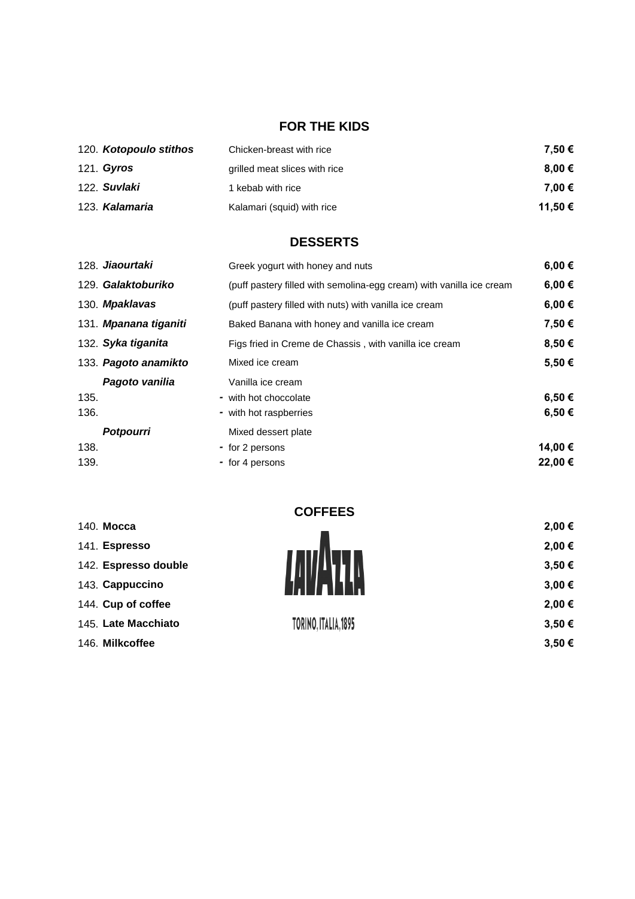## FOR THE KIDS

| | | | |
|---|---|---|---|
| 120. | ***Kotopoulo stithos*** | Chicken-breast with rice | **7,50 €** |
| 121. | ***Gyros*** | grilled meat slices with rice | **8,00 €** |
| 122. | ***Suvlaki*** | 1 kebab with rice | **7,00 €** |
| 123. | ***Kalamaria*** | Kalamari (squid) with rice | **11,50 €** |

## DESSERTS

| | | | |
|---|---|---|---|
| 128. | ***Jiaourtaki*** | Greek yogurt with honey and nuts | **6,00 €** |
| 129. | ***Galaktoburiko*** | (puff pastery filled with semolina-egg cream) with vanilla ice cream | **6,00 €** |
| 130. | ***Mpaklavas*** | (puff pastery filled with nuts) with vanilla ice cream | **6,00 €** |
| 131. | ***Mpanana tiganiti*** | Baked Banana with honey and vanilla ice cream | **7,50 €** |
| 132. | ***Syka tiganita*** | Figs fried in Creme de Chassis , with vanilla ice cream | **8,50 €** |
| 133. | ***Pagoto anamikto*** | Mixed ice cream | **5,50 €** |
| | ***Pagoto vanilia*** | Vanilla ice cream | |
| 135. | | - with hot choccolate | **6,50 €** |
| 136. | | - with hot raspberries | **6,50 €** |
| | ***Potpourri*** | Mixed dessert plate | |
| 138. | | - for 2 persons | **14,00 €** |
| 139. | | - for 4 persons | **22,00 €** |

## COFFEES

LAVAZZA
TORINO, ITALIA, 1895

| | | |
|---|---|---|
| 140. | **Mocca** | **2,00 €** |
| 141. | **Espresso** | **2,00 €** |
| 142. | **Espresso double** | **3,50 €** |
| 143. | **Cappuccino** | **3,00 €** |
| 144. | **Cup of coffee** | **2,00 €** |
| 145. | **Late Macchiato** | **3,50 €** |
| 146. | **Milkcoffee** | **3,50 €** |